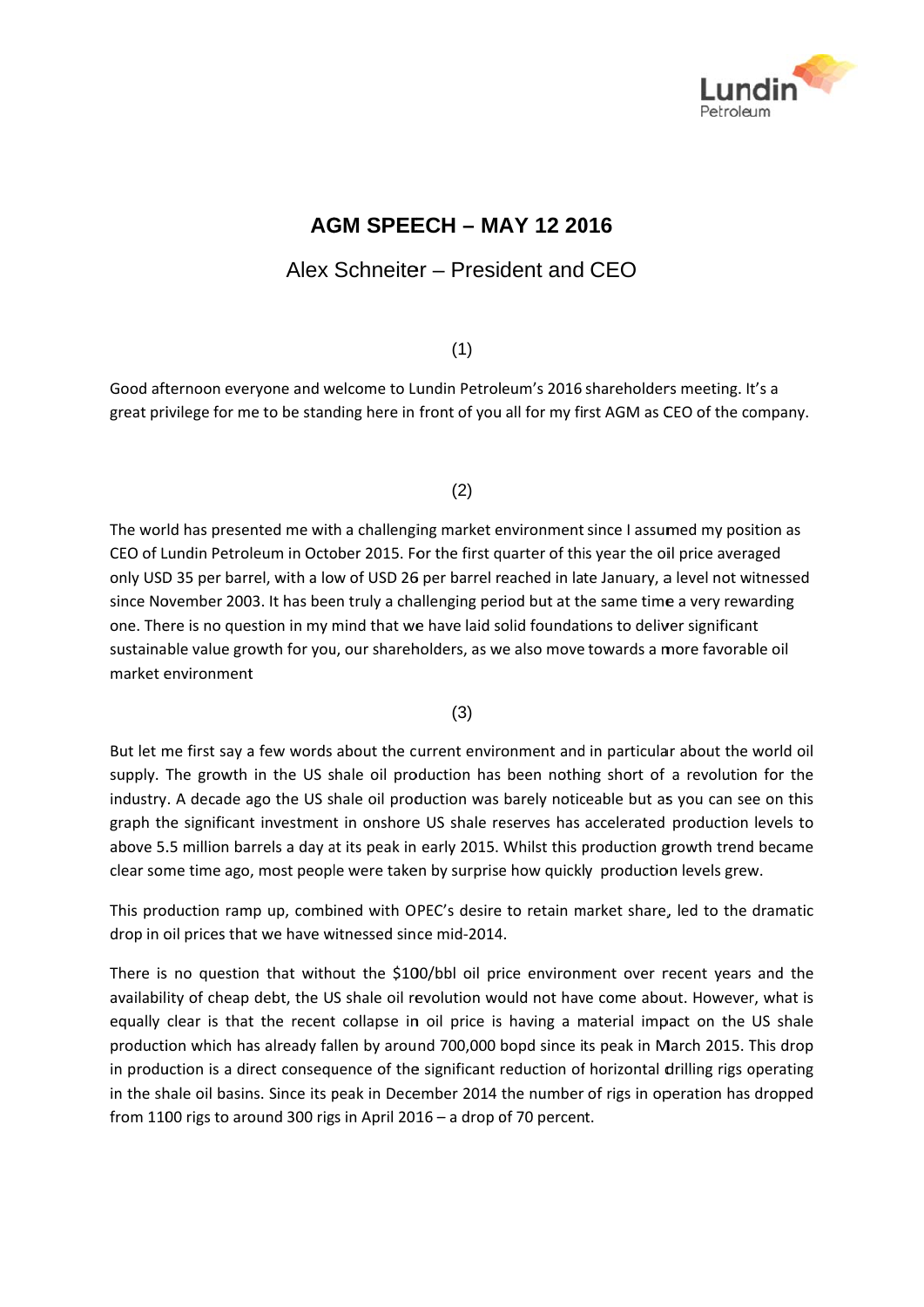# AGM SPEECH – MAY 12 2016

## Alex Schneiter – President and CEO

(1)

Good afternoon everyone and welcome to Lundin Petroleum's 2016 shareholders meeting. It's a great privilege for me to be standing here in front of you all for my first AGM as CEO of the company.

(2)

The world has presented me with a challenging market environment since I assumed my position as CEO of Lundin Petroleum in October 2015. For the first quarter of this year the oil price averaged only USD 35 per barrel, with a low of USD 26 per barrel reached in late January, a level not witnessed since November 2003. It has been truly a challenging period but at the same time a very rewarding one. There is no question in my mind that we have laid solid foundations to deliver significant sustainable value growth for you, our shareholders, as we also move towards a more favorable oil market environment

(3)

But let me first say a few words about the current environment and in particular about the world oil supply. The growth in the US shale oil production has been nothing short of a revolution for the industry. A decade ago the US shale oil production was barely noticeable but as you can see on this graph the significant investment in onshore US shale reserves has accelerated production levels to above 5.5 million barrels a day at its peak in early 2015. Whilst this production growth trend became clear some time ago, most people were taken by surprise how quickly production levels grew.

This production ramp up, combined with OPEC's desire to retain market share, led to the dramatic drop in oil prices that we have witnessed since mid-2014.

There is no question that without the $100/bbl oil price environment over recent years and the availability of cheap debt, the US shale oil revolution would not have come about. However, what is equally clear is that the recent collapse in oil price is having a material impact on the US shale production which has already fallen by around 700,000 bopd since its peak in March 2015. This drop in production is a direct consequence of the significant reduction of horizontal drilling rigs operating in the shale oil basins. Since its peak in December 2014 the number of rigs in operation has dropped from 1100 rigs to around 300 rigs in April 2016 – a drop of 70 percent.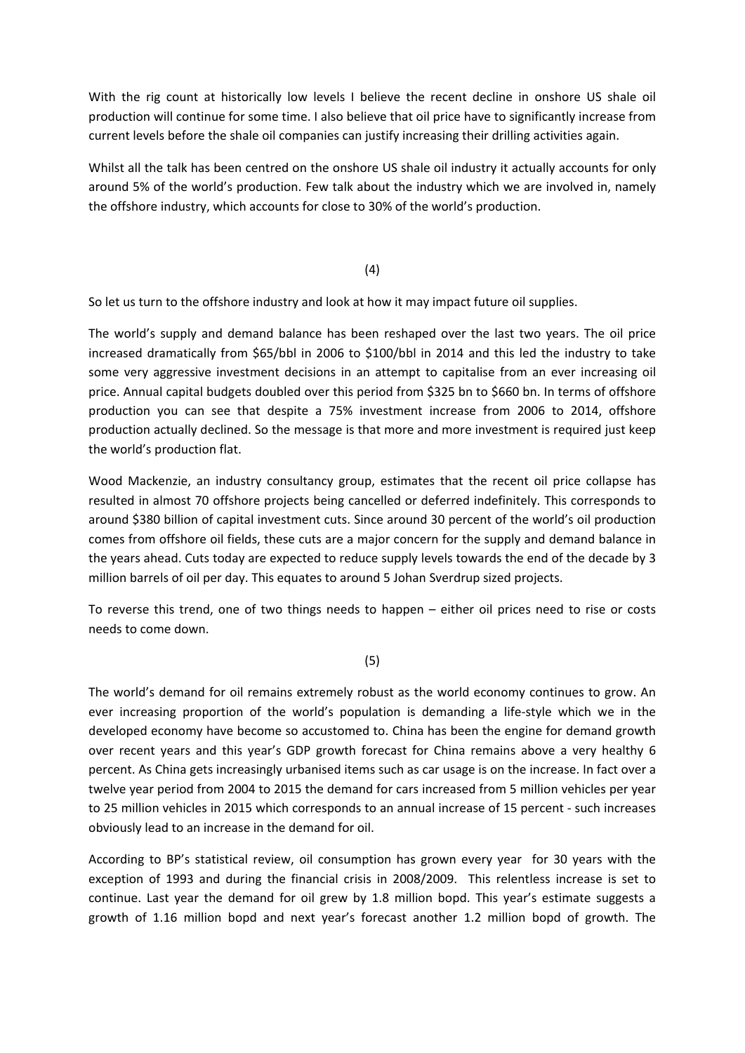With the rig count at historically low levels I believe the recent decline in onshore US shale oil production will continue for some time. I also believe that oil price have to significantly increase from current levels before the shale oil companies can justify increasing their drilling activities again.

Whilst all the talk has been centred on the onshore US shale oil industry it actually accounts for only around 5% of the world's production. Few talk about the industry which we are involved in, namely the offshore industry, which accounts for close to 30% of the world's production.

(4)

So let us turn to the offshore industry and look at how it may impact future oil supplies.

The world's supply and demand balance has been reshaped over the last two years. The oil price increased dramatically from $65/bbl in 2006 to $100/bbl in 2014 and this led the industry to take some very aggressive investment decisions in an attempt to capitalise from an ever increasing oil price. Annual capital budgets doubled over this period from $325 bn to $660 bn. In terms of offshore production you can see that despite a 75% investment increase from 2006 to 2014, offshore production actually declined. So the message is that more and more investment is required just keep the world's production flat.

Wood Mackenzie, an industry consultancy group, estimates that the recent oil price collapse has resulted in almost 70 offshore projects being cancelled or deferred indefinitely. This corresponds to around $380 billion of capital investment cuts. Since around 30 percent of the world's oil production comes from offshore oil fields, these cuts are a major concern for the supply and demand balance in the years ahead. Cuts today are expected to reduce supply levels towards the end of the decade by 3 million barrels of oil per day. This equates to around 5 Johan Sverdrup sized projects.

To reverse this trend, one of two things needs to happen – either oil prices need to rise or costs needs to come down.

(5)

The world's demand for oil remains extremely robust as the world economy continues to grow. An ever increasing proportion of the world's population is demanding a life-style which we in the developed economy have become so accustomed to. China has been the engine for demand growth over recent years and this year's GDP growth forecast for China remains above a very healthy 6 percent. As China gets increasingly urbanised items such as car usage is on the increase. In fact over a twelve year period from 2004 to 2015 the demand for cars increased from 5 million vehicles per year to 25 million vehicles in 2015 which corresponds to an annual increase of 15 percent - such increases obviously lead to an increase in the demand for oil.

According to BP's statistical review, oil consumption has grown every year for 30 years with the exception of 1993 and during the financial crisis in 2008/2009. This relentless increase is set to continue. Last year the demand for oil grew by 1.8 million bopd. This year's estimate suggests a growth of 1.16 million bopd and next year's forecast another 1.2 million bopd of growth. The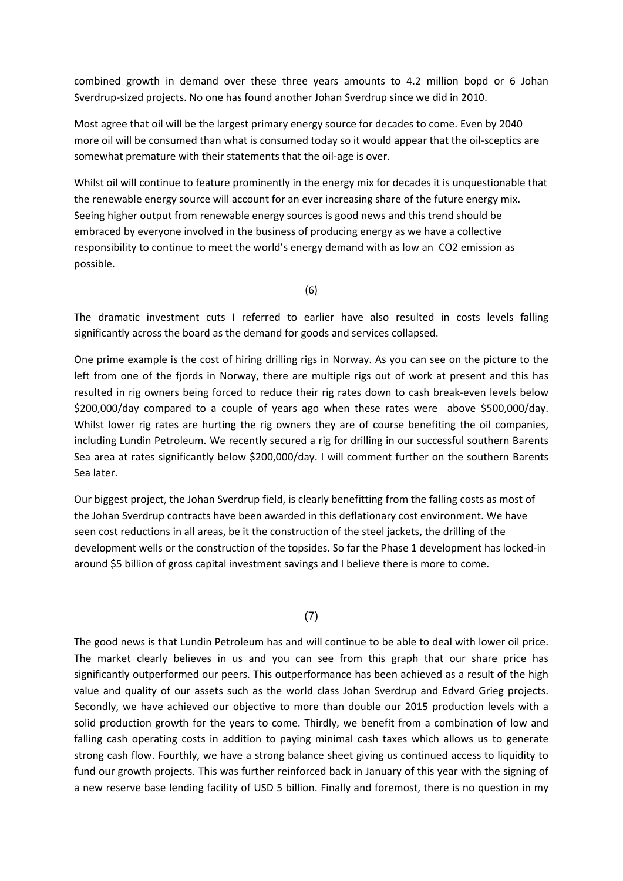combined growth in demand over these three years amounts to 4.2 million bopd or 6 Johan Sverdrup-sized projects. No one has found another Johan Sverdrup since we did in 2010.

Most agree that oil will be the largest primary energy source for decades to come. Even by 2040 more oil will be consumed than what is consumed today so it would appear that the oil-sceptics are somewhat premature with their statements that the oil-age is over.

Whilst oil will continue to feature prominently in the energy mix for decades it is unquestionable that the renewable energy source will account for an ever increasing share of the future energy mix. Seeing higher output from renewable energy sources is good news and this trend should be embraced by everyone involved in the business of producing energy as we have a collective responsibility to continue to meet the world's energy demand with as low an $CO_2$ emission as possible.

(6)

The dramatic investment cuts I referred to earlier have also resulted in costs levels falling significantly across the board as the demand for goods and services collapsed.

One prime example is the cost of hiring drilling rigs in Norway. As you can see on the picture to the left from one of the fjords in Norway, there are multiple rigs out of work at present and this has resulted in rig owners being forced to reduce their rig rates down to cash break-even levels below \$200,000/day compared to a couple of years ago when these rates were above \$500,000/day. Whilst lower rig rates are hurting the rig owners they are of course benefiting the oil companies, including Lundin Petroleum. We recently secured a rig for drilling in our successful southern Barents Sea area at rates significantly below \$200,000/day. I will comment further on the southern Barents Sea later.

Our biggest project, the Johan Sverdrup field, is clearly benefitting from the falling costs as most of the Johan Sverdrup contracts have been awarded in this deflationary cost environment. We have seen cost reductions in all areas, be it the construction of the steel jackets, the drilling of the development wells or the construction of the topsides. So far the Phase 1 development has locked-in around \$5 billion of gross capital investment savings and I believe there is more to come.

(7)

The good news is that Lundin Petroleum has and will continue to be able to deal with lower oil price. The market clearly believes in us and you can see from this graph that our share price has significantly outperformed our peers. This outperformance has been achieved as a result of the high value and quality of our assets such as the world class Johan Sverdrup and Edvard Grieg projects. Secondly, we have achieved our objective to more than double our 2015 production levels with a solid production growth for the years to come. Thirdly, we benefit from a combination of low and falling cash operating costs in addition to paying minimal cash taxes which allows us to generate strong cash flow. Fourthly, we have a strong balance sheet giving us continued access to liquidity to fund our growth projects. This was further reinforced back in January of this year with the signing of a new reserve base lending facility of USD 5 billion. Finally and foremost, there is no question in my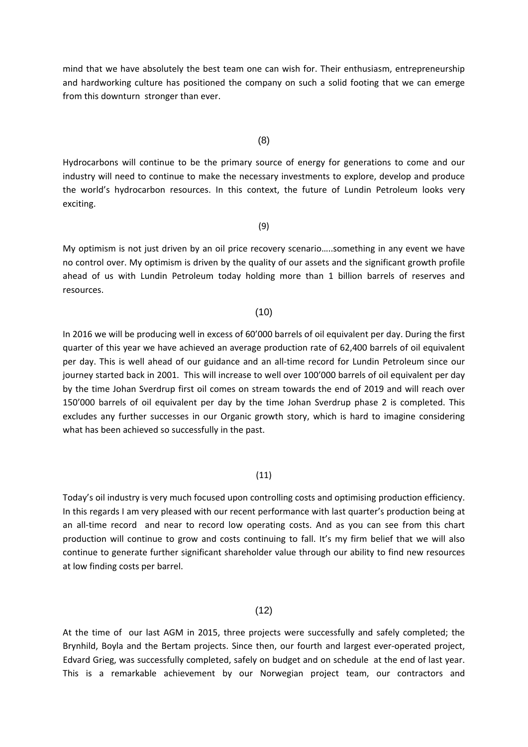mind that we have absolutely the best team one can wish for. Their enthusiasm, entrepreneurship and hardworking culture has positioned the company on such a solid footing that we can emerge from this downturn stronger than ever.

(8)

Hydrocarbons will continue to be the primary source of energy for generations to come and our industry will need to continue to make the necessary investments to explore, develop and produce the world's hydrocarbon resources. In this context, the future of Lundin Petroleum looks very exciting.

(9)

My optimism is not just driven by an oil price recovery scenario…..something in any event we have no control over. My optimism is driven by the quality of our assets and the significant growth profile ahead of us with Lundin Petroleum today holding more than 1 billion barrels of reserves and resources.

(10)

In 2016 we will be producing well in excess of 60'000 barrels of oil equivalent per day. During the first quarter of this year we have achieved an average production rate of 62,400 barrels of oil equivalent per day. This is well ahead of our guidance and an all-time record for Lundin Petroleum since our journey started back in 2001. This will increase to well over 100'000 barrels of oil equivalent per day by the time Johan Sverdrup first oil comes on stream towards the end of 2019 and will reach over 150'000 barrels of oil equivalent per day by the time Johan Sverdrup phase 2 is completed. This excludes any further successes in our Organic growth story, which is hard to imagine considering what has been achieved so successfully in the past.

(11)

Today's oil industry is very much focused upon controlling costs and optimising production efficiency. In this regards I am very pleased with our recent performance with last quarter's production being at an all-time record and near to record low operating costs. And as you can see from this chart production will continue to grow and costs continuing to fall. It's my firm belief that we will also continue to generate further significant shareholder value through our ability to find new resources at low finding costs per barrel.

(12)

At the time of our last AGM in 2015, three projects were successfully and safely completed; the Brynhild, Boyla and the Bertam projects. Since then, our fourth and largest ever-operated project, Edvard Grieg, was successfully completed, safely on budget and on schedule at the end of last year. This is a remarkable achievement by our Norwegian project team, our contractors and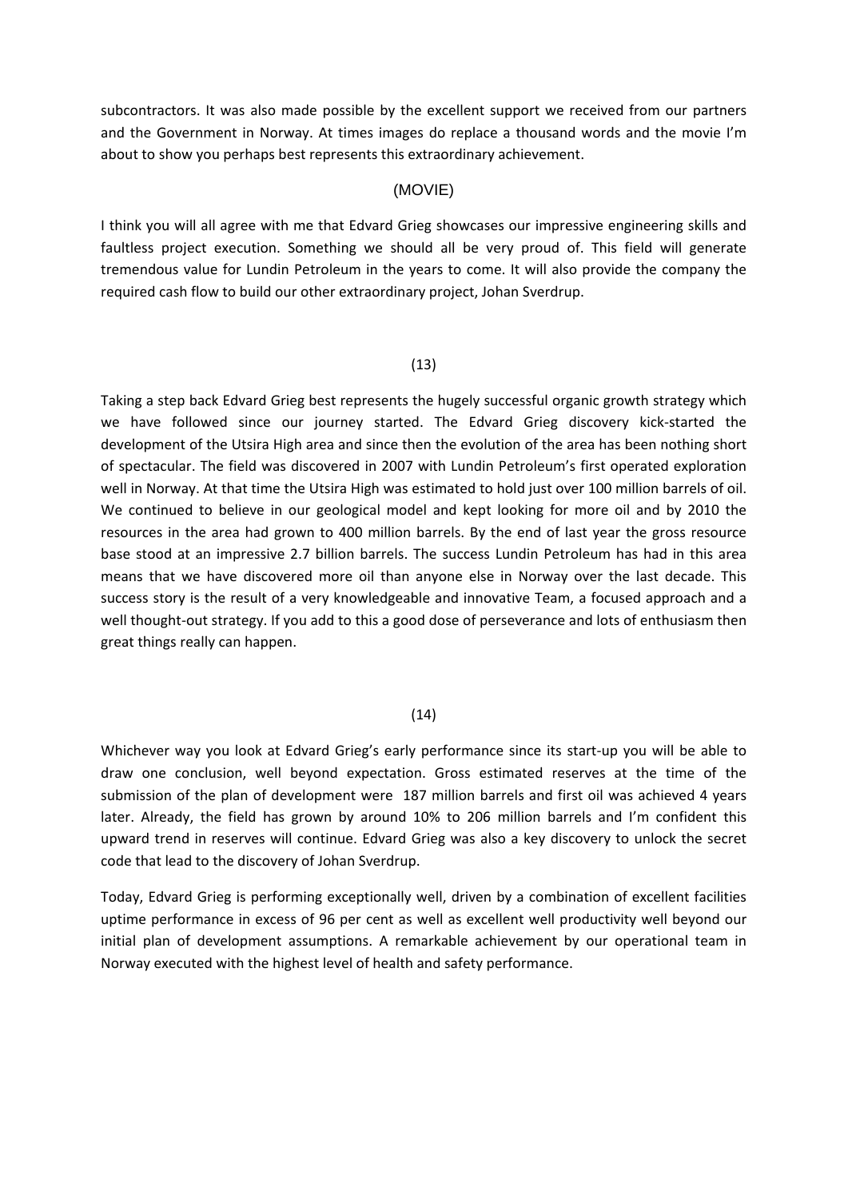subcontractors. It was also made possible by the excellent support we received from our partners and the Government in Norway. At times images do replace a thousand words and the movie I'm about to show you perhaps best represents this extraordinary achievement.

(MOVIE)

I think you will all agree with me that Edvard Grieg showcases our impressive engineering skills and faultless project execution. Something we should all be very proud of. This field will generate tremendous value for Lundin Petroleum in the years to come. It will also provide the company the required cash flow to build our other extraordinary project, Johan Sverdrup.

(13)

Taking a step back Edvard Grieg best represents the hugely successful organic growth strategy which we have followed since our journey started. The Edvard Grieg discovery kick-started the development of the Utsira High area and since then the evolution of the area has been nothing short of spectacular. The field was discovered in 2007 with Lundin Petroleum's first operated exploration well in Norway. At that time the Utsira High was estimated to hold just over 100 million barrels of oil. We continued to believe in our geological model and kept looking for more oil and by 2010 the resources in the area had grown to 400 million barrels. By the end of last year the gross resource base stood at an impressive 2.7 billion barrels. The success Lundin Petroleum has had in this area means that we have discovered more oil than anyone else in Norway over the last decade. This success story is the result of a very knowledgeable and innovative Team, a focused approach and a well thought-out strategy. If you add to this a good dose of perseverance and lots of enthusiasm then great things really can happen.

(14)

Whichever way you look at Edvard Grieg's early performance since its start-up you will be able to draw one conclusion, well beyond expectation. Gross estimated reserves at the time of the submission of the plan of development were 187 million barrels and first oil was achieved 4 years later. Already, the field has grown by around 10% to 206 million barrels and I'm confident this upward trend in reserves will continue. Edvard Grieg was also a key discovery to unlock the secret code that lead to the discovery of Johan Sverdrup.

Today, Edvard Grieg is performing exceptionally well, driven by a combination of excellent facilities uptime performance in excess of 96 per cent as well as excellent well productivity well beyond our initial plan of development assumptions. A remarkable achievement by our operational team in Norway executed with the highest level of health and safety performance.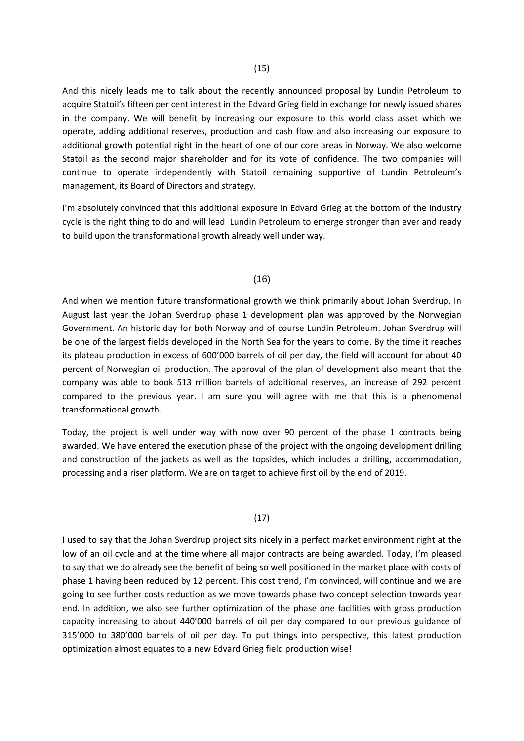(15)

And this nicely leads me to talk about the recently announced proposal by Lundin Petroleum to acquire Statoil's fifteen per cent interest in the Edvard Grieg field in exchange for newly issued shares in the company. We will benefit by increasing our exposure to this world class asset which we operate, adding additional reserves, production and cash flow and also increasing our exposure to additional growth potential right in the heart of one of our core areas in Norway. We also welcome Statoil as the second major shareholder and for its vote of confidence. The two companies will continue to operate independently with Statoil remaining supportive of Lundin Petroleum's management, its Board of Directors and strategy.

I'm absolutely convinced that this additional exposure in Edvard Grieg at the bottom of the industry cycle is the right thing to do and will lead Lundin Petroleum to emerge stronger than ever and ready to build upon the transformational growth already well under way.

(16)

And when we mention future transformational growth we think primarily about Johan Sverdrup. In August last year the Johan Sverdrup phase 1 development plan was approved by the Norwegian Government. An historic day for both Norway and of course Lundin Petroleum. Johan Sverdrup will be one of the largest fields developed in the North Sea for the years to come. By the time it reaches its plateau production in excess of 600'000 barrels of oil per day, the field will account for about 40 percent of Norwegian oil production. The approval of the plan of development also meant that the company was able to book 513 million barrels of additional reserves, an increase of 292 percent compared to the previous year. I am sure you will agree with me that this is a phenomenal transformational growth.

Today, the project is well under way with now over 90 percent of the phase 1 contracts being awarded. We have entered the execution phase of the project with the ongoing development drilling and construction of the jackets as well as the topsides, which includes a drilling, accommodation, processing and a riser platform. We are on target to achieve first oil by the end of 2019.

(17)

I used to say that the Johan Sverdrup project sits nicely in a perfect market environment right at the low of an oil cycle and at the time where all major contracts are being awarded. Today, I'm pleased to say that we do already see the benefit of being so well positioned in the market place with costs of phase 1 having been reduced by 12 percent. This cost trend, I'm convinced, will continue and we are going to see further costs reduction as we move towards phase two concept selection towards year end. In addition, we also see further optimization of the phase one facilities with gross production capacity increasing to about 440'000 barrels of oil per day compared to our previous guidance of 315'000 to 380'000 barrels of oil per day. To put things into perspective, this latest production optimization almost equates to a new Edvard Grieg field production wise!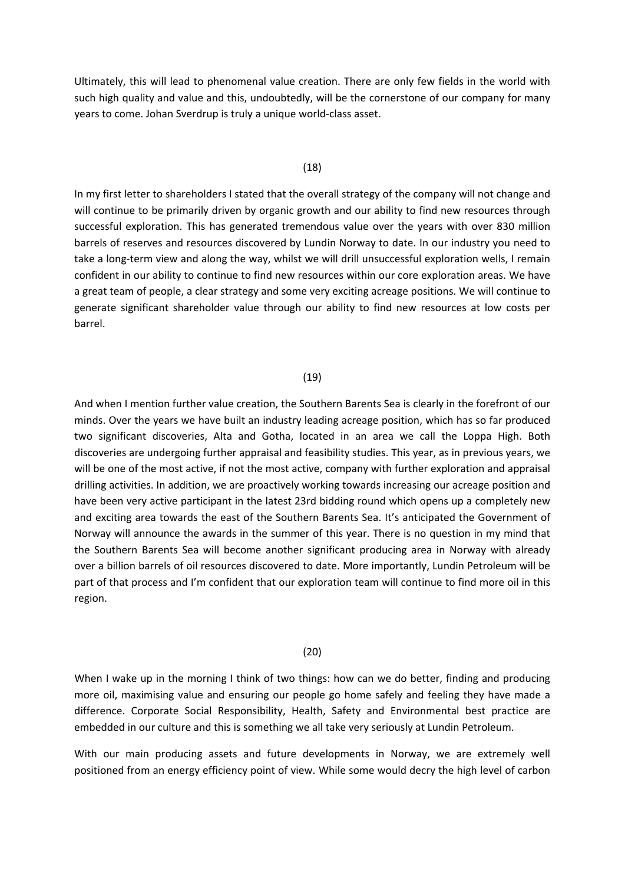Ultimately, this will lead to phenomenal value creation. There are only few fields in the world with such high quality and value and this, undoubtedly, will be the cornerstone of our company for many years to come. Johan Sverdrup is truly a unique world-class asset.

(18)

In my first letter to shareholders I stated that the overall strategy of the company will not change and will continue to be primarily driven by organic growth and our ability to find new resources through successful exploration. This has generated tremendous value over the years with over 830 million barrels of reserves and resources discovered by Lundin Norway to date. In our industry you need to take a long-term view and along the way, whilst we will drill unsuccessful exploration wells, I remain confident in our ability to continue to find new resources within our core exploration areas. We have a great team of people, a clear strategy and some very exciting acreage positions. We will continue to generate significant shareholder value through our ability to find new resources at low costs per barrel.

(19)

And when I mention further value creation, the Southern Barents Sea is clearly in the forefront of our minds. Over the years we have built an industry leading acreage position, which has so far produced two significant discoveries, Alta and Gotha, located in an area we call the Loppa High. Both discoveries are undergoing further appraisal and feasibility studies. This year, as in previous years, we will be one of the most active, if not the most active, company with further exploration and appraisal drilling activities. In addition, we are proactively working towards increasing our acreage position and have been very active participant in the latest 23rd bidding round which opens up a completely new and exciting area towards the east of the Southern Barents Sea. It's anticipated the Government of Norway will announce the awards in the summer of this year. There is no question in my mind that the Southern Barents Sea will become another significant producing area in Norway with already over a billion barrels of oil resources discovered to date. More importantly, Lundin Petroleum will be part of that process and I'm confident that our exploration team will continue to find more oil in this region.

(20)

When I wake up in the morning I think of two things: how can we do better, finding and producing more oil, maximising value and ensuring our people go home safely and feeling they have made a difference. Corporate Social Responsibility, Health, Safety and Environmental best practice are embedded in our culture and this is something we all take very seriously at Lundin Petroleum.

With our main producing assets and future developments in Norway, we are extremely well positioned from an energy efficiency point of view. While some would decry the high level of carbon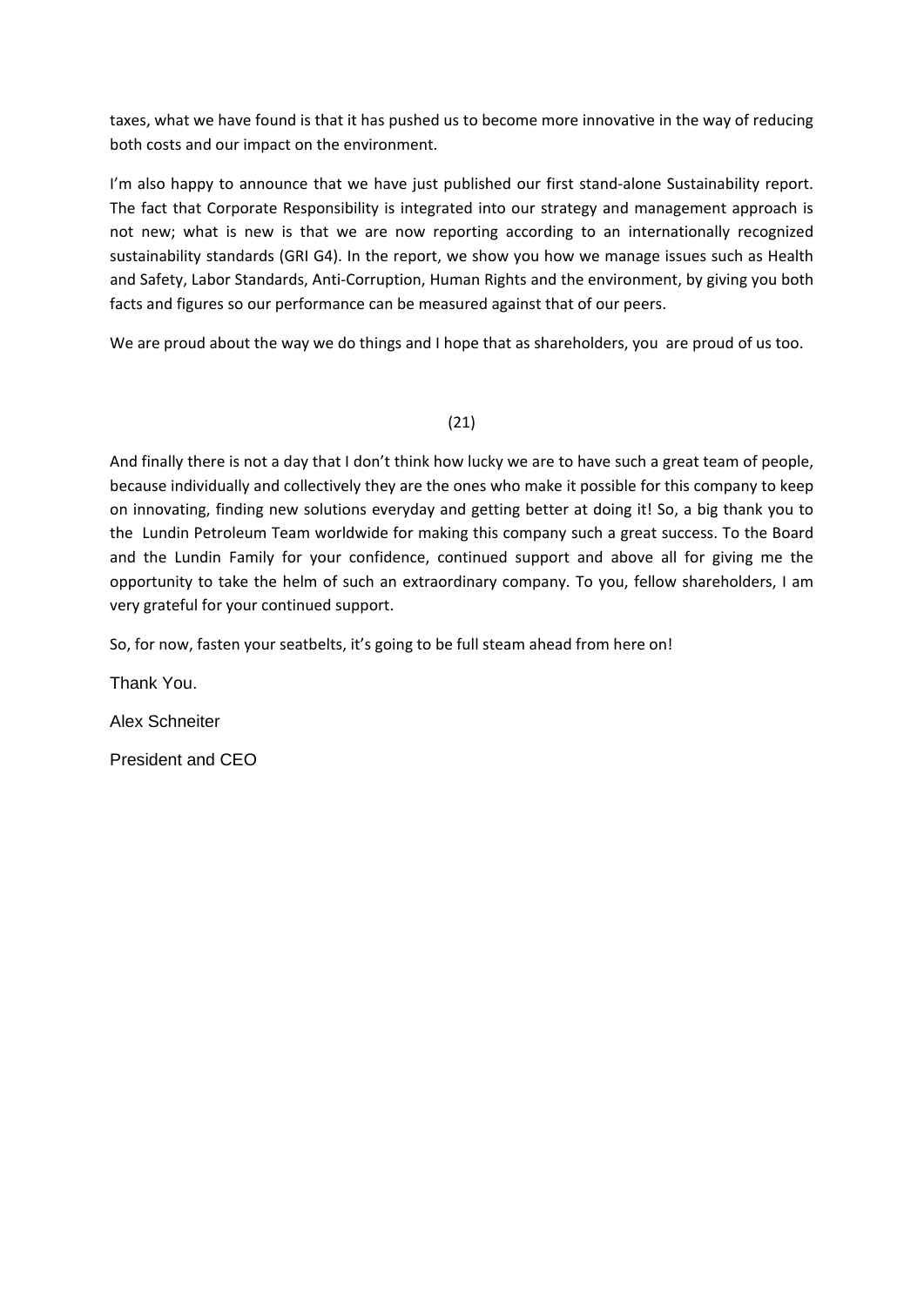taxes, what we have found is that it has pushed us to become more innovative in the way of reducing both costs and our impact on the environment.

I'm also happy to announce that we have just published our first stand-alone Sustainability report. The fact that Corporate Responsibility is integrated into our strategy and management approach is not new; what is new is that we are now reporting according to an internationally recognized sustainability standards (GRI G4). In the report, we show you how we manage issues such as Health and Safety, Labor Standards, Anti-Corruption, Human Rights and the environment, by giving you both facts and figures so our performance can be measured against that of our peers.

We are proud about the way we do things and I hope that as shareholders, you are proud of us too.

(21)

And finally there is not a day that I don't think how lucky we are to have such a great team of people, because individually and collectively they are the ones who make it possible for this company to keep on innovating, finding new solutions everyday and getting better at doing it! So, a big thank you to the Lundin Petroleum Team worldwide for making this company such a great success. To the Board and the Lundin Family for your confidence, continued support and above all for giving me the opportunity to take the helm of such an extraordinary company. To you, fellow shareholders, I am very grateful for your continued support.

So, for now, fasten your seatbelts, it's going to be full steam ahead from here on!

Thank You.

Alex Schneiter

President and CEO